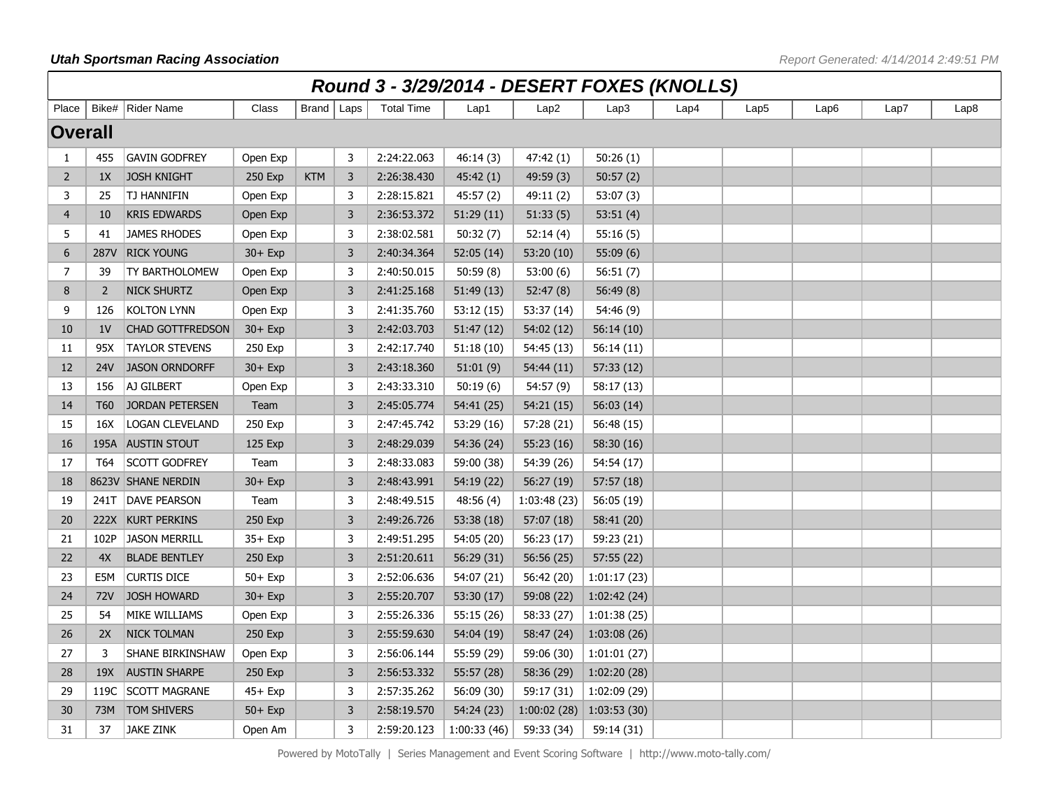**Utah Sportsman Racing Association**

*Report Generated: 4/14/2014 2:49:51 PM*

# Round 3 - 3/29/2014 - DESERT FOXES (KNOLLS)

| Place | Bike# | Rider Name | Class | Brand | Laps | Total Time | Lap1 | Lap2 | Lap3 | Lap4 | Lap5 | Lap6 | Lap7 | Lap8 |
|---|---|---|---|---|---|---|---|---|---|---|---|---|---|---|
| **Overall** | | | | | | | | | | | | | | |
| 1 | 455 | GAVIN GODFREY | Open Exp | | 3 | 2:24:22.063 | 46:14 (3) | 47:42 (1) | 50:26 (1) | | | | | |
| 2 | 1X | JOSH KNIGHT | 250 Exp | KTM | 3 | 2:26:38.430 | 45:42 (1) | 49:59 (3) | 50:57 (2) | | | | | |
| 3 | 25 | TJ HANNIFIN | Open Exp | | 3 | 2:28:15.821 | 45:57 (2) | 49:11 (2) | 53:07 (3) | | | | | |
| 4 | 10 | KRIS EDWARDS | Open Exp | | 3 | 2:36:53.372 | 51:29 (11) | 51:33 (5) | 53:51 (4) | | | | | |
| 5 | 41 | JAMES RHODES | Open Exp | | 3 | 2:38:02.581 | 50:32 (7) | 52:14 (4) | 55:16 (5) | | | | | |
| 6 | 287V | RICK YOUNG | 30+ Exp | | 3 | 2:40:34.364 | 52:05 (14) | 53:20 (10) | 55:09 (6) | | | | | |
| 7 | 39 | TY BARTHOLOMEW | Open Exp | | 3 | 2:40:50.015 | 50:59 (8) | 53:00 (6) | 56:51 (7) | | | | | |
| 8 | 2 | NICK SHURTZ | Open Exp | | 3 | 2:41:25.168 | 51:49 (13) | 52:47 (8) | 56:49 (8) | | | | | |
| 9 | 126 | KOLTON LYNN | Open Exp | | 3 | 2:41:35.760 | 53:12 (15) | 53:37 (14) | 54:46 (9) | | | | | |
| 10 | 1V | CHAD GOTTFREDSON | 30+ Exp | | 3 | 2:42:03.703 | 51:47 (12) | 54:02 (12) | 56:14 (10) | | | | | |
| 11 | 95X | TAYLOR STEVENS | 250 Exp | | 3 | 2:42:17.740 | 51:18 (10) | 54:45 (13) | 56:14 (11) | | | | | |
| 12 | 24V | JASON ORNDORFF | 30+ Exp | | 3 | 2:43:18.360 | 51:01 (9) | 54:44 (11) | 57:33 (12) | | | | | |
| 13 | 156 | AJ GILBERT | Open Exp | | 3 | 2:43:33.310 | 50:19 (6) | 54:57 (9) | 58:17 (13) | | | | | |
| 14 | T60 | JORDAN PETERSEN | Team | | 3 | 2:45:05.774 | 54:41 (25) | 54:21 (15) | 56:03 (14) | | | | | |
| 15 | 16X | LOGAN CLEVELAND | 250 Exp | | 3 | 2:47:45.742 | 53:29 (16) | 57:28 (21) | 56:48 (15) | | | | | |
| 16 | 195A | AUSTIN STOUT | 125 Exp | | 3 | 2:48:29.039 | 54:36 (24) | 55:23 (16) | 58:30 (16) | | | | | |
| 17 | T64 | SCOTT GODFREY | Team | | 3 | 2:48:33.083 | 59:00 (38) | 54:39 (26) | 54:54 (17) | | | | | |
| 18 | 8623V | SHANE NERDIN | 30+ Exp | | 3 | 2:48:43.991 | 54:19 (22) | 56:27 (19) | 57:57 (18) | | | | | |
| 19 | 241T | DAVE PEARSON | Team | | 3 | 2:48:49.515 | 48:56 (4) | 1:03:48 (23) | 56:05 (19) | | | | | |
| 20 | 222X | KURT PERKINS | 250 Exp | | 3 | 2:49:26.726 | 53:38 (18) | 57:07 (18) | 58:41 (20) | | | | | |
| 21 | 102P | JASON MERRILL | 35+ Exp | | 3 | 2:49:51.295 | 54:05 (20) | 56:23 (17) | 59:23 (21) | | | | | |
| 22 | 4X | BLADE BENTLEY | 250 Exp | | 3 | 2:51:20.611 | 56:29 (31) | 56:56 (25) | 57:55 (22) | | | | | |
| 23 | E5M | CURTIS DICE | 50+ Exp | | 3 | 2:52:06.636 | 54:07 (21) | 56:42 (20) | 1:01:17 (23) | | | | | |
| 24 | 72V | JOSH HOWARD | 30+ Exp | | 3 | 2:55:20.707 | 53:30 (17) | 59:08 (22) | 1:02:42 (24) | | | | | |
| 25 | 54 | MIKE WILLIAMS | Open Exp | | 3 | 2:55:26.336 | 55:15 (26) | 58:33 (27) | 1:01:38 (25) | | | | | |
| 26 | 2X | NICK TOLMAN | 250 Exp | | 3 | 2:55:59.630 | 54:04 (19) | 58:47 (24) | 1:03:08 (26) | | | | | |
| 27 | 3 | SHANE BIRKINSHAW | Open Exp | | 3 | 2:56:06.144 | 55:59 (29) | 59:06 (30) | 1:01:01 (27) | | | | | |
| 28 | 19X | AUSTIN SHARPE | 250 Exp | | 3 | 2:56:53.332 | 55:57 (28) | 58:36 (29) | 1:02:20 (28) | | | | | |
| 29 | 119C | SCOTT MAGRANE | 45+ Exp | | 3 | 2:57:35.262 | 56:09 (30) | 59:17 (31) | 1:02:09 (29) | | | | | |
| 30 | 73M | TOM SHIVERS | 50+ Exp | | 3 | 2:58:19.570 | 54:24 (23) | 1:00:02 (28) | 1:03:53 (30) | | | | | |
| 31 | 37 | JAKE ZINK | Open Am | | 3 | 2:59:20.123 | 1:00:33 (46) | 59:33 (34) | 59:14 (31) | | | | | |

Powered by MotoTally | Series Management and Event Scoring Software | http://www.moto-tally.com/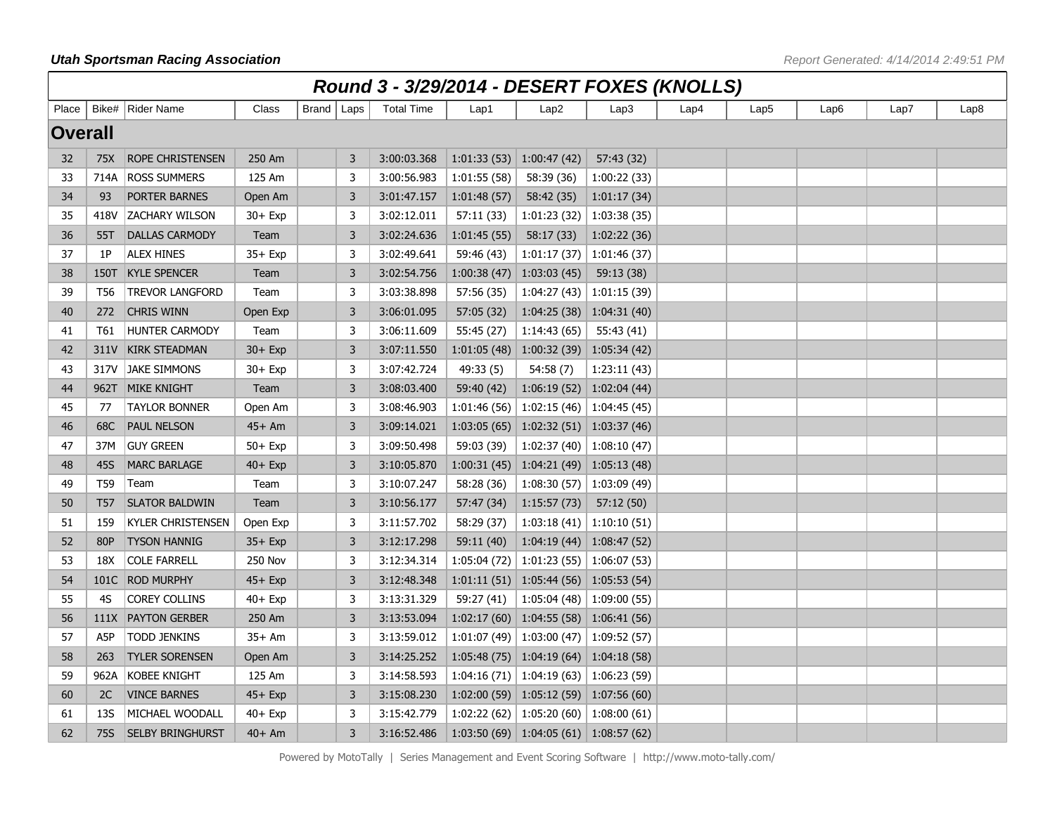## Round 3 - 3/29/2014 - DESERT FOXES (KNOLLS)

| Place | Bike# | Rider Name | Class | Brand | Laps | Total Time | Lap1 | Lap2 | Lap3 | Lap4 | Lap5 | Lap6 | Lap7 | Lap8 |
|---|---|---|---|---|---|---|---|---|---|---|---|---|---|---|
| **Overall** | | | | | | | | | | | | | | |
| 32 | 75X | ROPE CHRISTENSEN | 250 Am | | 3 | 3:00:03.368 | 1:01:33 (53) | 1:00:47 (42) | 57:43 (32) | | | | | |
| 33 | 714A | ROSS SUMMERS | 125 Am | | 3 | 3:00:56.983 | 1:01:55 (58) | 58:39 (36) | 1:00:22 (33) | | | | | |
| 34 | 93 | PORTER BARNES | Open Am | | 3 | 3:01:47.157 | 1:01:48 (57) | 58:42 (35) | 1:01:17 (34) | | | | | |
| 35 | 418V | ZACHARY WILSON | 30+ Exp | | 3 | 3:02:12.011 | 57:11 (33) | 1:01:23 (32) | 1:03:38 (35) | | | | | |
| 36 | 55T | DALLAS CARMODY | Team | | 3 | 3:02:24.636 | 1:01:45 (55) | 58:17 (33) | 1:02:22 (36) | | | | | |
| 37 | 1P | ALEX HINES | 35+ Exp | | 3 | 3:02:49.641 | 59:46 (43) | 1:01:17 (37) | 1:01:46 (37) | | | | | |
| 38 | 150T | KYLE SPENCER | Team | | 3 | 3:02:54.756 | 1:00:38 (47) | 1:03:03 (45) | 59:13 (38) | | | | | |
| 39 | T56 | TREVOR LANGFORD | Team | | 3 | 3:03:38.898 | 57:56 (35) | 1:04:27 (43) | 1:01:15 (39) | | | | | |
| 40 | 272 | CHRIS WINN | Open Exp | | 3 | 3:06:01.095 | 57:05 (32) | 1:04:25 (38) | 1:04:31 (40) | | | | | |
| 41 | T61 | HUNTER CARMODY | Team | | 3 | 3:06:11.609 | 55:45 (27) | 1:14:43 (65) | 55:43 (41) | | | | | |
| 42 | 311V | KIRK STEADMAN | 30+ Exp | | 3 | 3:07:11.550 | 1:01:05 (48) | 1:00:32 (39) | 1:05:34 (42) | | | | | |
| 43 | 317V | JAKE SIMMONS | 30+ Exp | | 3 | 3:07:42.724 | 49:33 (5) | 54:58 (7) | 1:23:11 (43) | | | | | |
| 44 | 962T | MIKE KNIGHT | Team | | 3 | 3:08:03.400 | 59:40 (42) | 1:06:19 (52) | 1:02:04 (44) | | | | | |
| 45 | 77 | TAYLOR BONNER | Open Am | | 3 | 3:08:46.903 | 1:01:46 (56) | 1:02:15 (46) | 1:04:45 (45) | | | | | |
| 46 | 68C | PAUL NELSON | 45+ Am | | 3 | 3:09:14.021 | 1:03:05 (65) | 1:02:32 (51) | 1:03:37 (46) | | | | | |
| 47 | 37M | GUY GREEN | 50+ Exp | | 3 | 3:09:50.498 | 59:03 (39) | 1:02:37 (40) | 1:08:10 (47) | | | | | |
| 48 | 45S | MARC BARLAGE | 40+ Exp | | 3 | 3:10:05.870 | 1:00:31 (45) | 1:04:21 (49) | 1:05:13 (48) | | | | | |
| 49 | T59 | Team | Team | | 3 | 3:10:07.247 | 58:28 (36) | 1:08:30 (57) | 1:03:09 (49) | | | | | |
| 50 | T57 | SLATOR BALDWIN | Team | | 3 | 3:10:56.177 | 57:47 (34) | 1:15:57 (73) | 57:12 (50) | | | | | |
| 51 | 159 | KYLER CHRISTENSEN | Open Exp | | 3 | 3:11:57.702 | 58:29 (37) | 1:03:18 (41) | 1:10:10 (51) | | | | | |
| 52 | 80P | TYSON HANNIG | 35+ Exp | | 3 | 3:12:17.298 | 59:11 (40) | 1:04:19 (44) | 1:08:47 (52) | | | | | |
| 53 | 18X | COLE FARRELL | 250 Nov | | 3 | 3:12:34.314 | 1:05:04 (72) | 1:01:23 (55) | 1:06:07 (53) | | | | | |
| 54 | 101C | ROD MURPHY | 45+ Exp | | 3 | 3:12:48.348 | 1:01:11 (51) | 1:05:44 (56) | 1:05:53 (54) | | | | | |
| 55 | 4S | COREY COLLINS | 40+ Exp | | 3 | 3:13:31.329 | 59:27 (41) | 1:05:04 (48) | 1:09:00 (55) | | | | | |
| 56 | 111X | PAYTON GERBER | 250 Am | | 3 | 3:13:53.094 | 1:02:17 (60) | 1:04:55 (58) | 1:06:41 (56) | | | | | |
| 57 | A5P | TODD JENKINS | 35+ Am | | 3 | 3:13:59.012 | 1:01:07 (49) | 1:03:00 (47) | 1:09:52 (57) | | | | | |
| 58 | 263 | TYLER SORENSEN | Open Am | | 3 | 3:14:25.252 | 1:05:48 (75) | 1:04:19 (64) | 1:04:18 (58) | | | | | |
| 59 | 962A | KOBEE KNIGHT | 125 Am | | 3 | 3:14:58.593 | 1:04:16 (71) | 1:04:19 (63) | 1:06:23 (59) | | | | | |
| 60 | 2C | VINCE BARNES | 45+ Exp | | 3 | 3:15:08.230 | 1:02:00 (59) | 1:05:12 (59) | 1:07:56 (60) | | | | | |
| 61 | 13S | MICHAEL WOODALL | 40+ Exp | | 3 | 3:15:42.779 | 1:02:22 (62) | 1:05:20 (60) | 1:08:00 (61) | | | | | |
| 62 | 75S | SELBY BRINGHURST | 40+ Am | | 3 | 3:16:52.486 | 1:03:50 (69) | 1:04:05 (61) | 1:08:57 (62) | | | | | |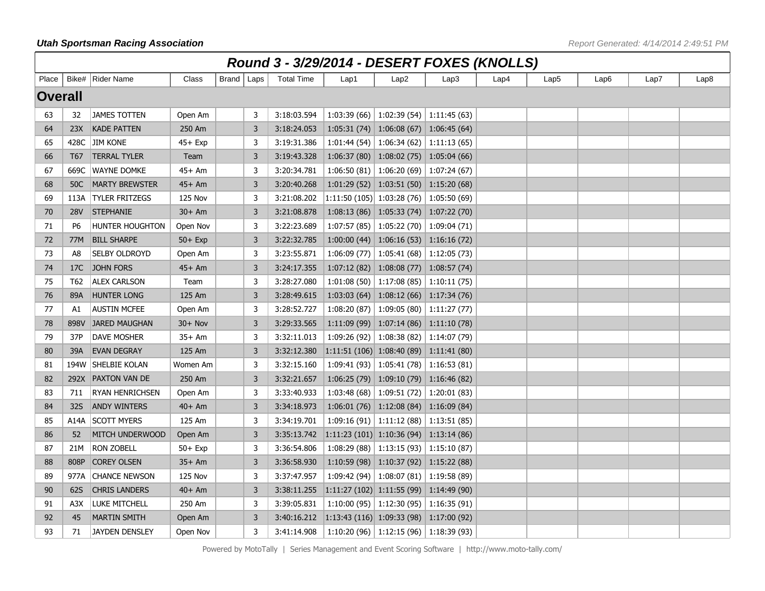## Round 3 - 3/29/2014 - DESERT FOXES (KNOLLS)

| Place | Bike# | Rider Name | Class | Brand | Laps | Total Time | Lap1 | Lap2 | Lap3 | Lap4 | Lap5 | Lap6 | Lap7 | Lap8 |
|---|---|---|---|---|---|---|---|---|---|---|---|---|---|---|
| **Overall** | | | | | | | | | | | | | | |
| 63 | 32 | JAMES TOTTEN | Open Am | | 3 | 3:18:03.594 | 1:03:39 (66) | 1:02:39 (54) | 1:11:45 (63) | | | | | |
| 64 | 23X | KADE PATTEN | 250 Am | | 3 | 3:18:24.053 | 1:05:31 (74) | 1:06:08 (67) | 1:06:45 (64) | | | | | |
| 65 | 428C | JIM KONE | 45+ Exp | | 3 | 3:19:31.386 | 1:01:44 (54) | 1:06:34 (62) | 1:11:13 (65) | | | | | |
| 66 | T67 | TERRAL TYLER | Team | | 3 | 3:19:43.328 | 1:06:37 (80) | 1:08:02 (75) | 1:05:04 (66) | | | | | |
| 67 | 669C | WAYNE DOMKE | 45+ Am | | 3 | 3:20:34.781 | 1:06:50 (81) | 1:06:20 (69) | 1:07:24 (67) | | | | | |
| 68 | 50C | MARTY BREWSTER | 45+ Am | | 3 | 3:20:40.268 | 1:01:29 (52) | 1:03:51 (50) | 1:15:20 (68) | | | | | |
| 69 | 113A | TYLER FRITZEGS | 125 Nov | | 3 | 3:21:08.202 | 1:11:50 (105) | 1:03:28 (76) | 1:05:50 (69) | | | | | |
| 70 | 28V | STEPHANIE | 30+ Am | | 3 | 3:21:08.878 | 1:08:13 (86) | 1:05:33 (74) | 1:07:22 (70) | | | | | |
| 71 | P6 | HUNTER HOUGHTON | Open Nov | | 3 | 3:22:23.689 | 1:07:57 (85) | 1:05:22 (70) | 1:09:04 (71) | | | | | |
| 72 | 77M | BILL SHARPE | 50+ Exp | | 3 | 3:22:32.785 | 1:00:00 (44) | 1:06:16 (53) | 1:16:16 (72) | | | | | |
| 73 | A8 | SELBY OLDROYD | Open Am | | 3 | 3:23:55.871 | 1:06:09 (77) | 1:05:41 (68) | 1:12:05 (73) | | | | | |
| 74 | 17C | JOHN FORS | 45+ Am | | 3 | 3:24:17.355 | 1:07:12 (82) | 1:08:08 (77) | 1:08:57 (74) | | | | | |
| 75 | T62 | ALEX CARLSON | Team | | 3 | 3:28:27.080 | 1:01:08 (50) | 1:17:08 (85) | 1:10:11 (75) | | | | | |
| 76 | 89A | HUNTER LONG | 125 Am | | 3 | 3:28:49.615 | 1:03:03 (64) | 1:08:12 (66) | 1:17:34 (76) | | | | | |
| 77 | A1 | AUSTIN MCFEE | Open Am | | 3 | 3:28:52.727 | 1:08:20 (87) | 1:09:05 (80) | 1:11:27 (77) | | | | | |
| 78 | 898V | JARED MAUGHAN | 30+ Nov | | 3 | 3:29:33.565 | 1:11:09 (99) | 1:07:14 (86) | 1:11:10 (78) | | | | | |
| 79 | 37P | DAVE MOSHER | 35+ Am | | 3 | 3:32:11.013 | 1:09:26 (92) | 1:08:38 (82) | 1:14:07 (79) | | | | | |
| 80 | 39A | EVAN DEGRAY | 125 Am | | 3 | 3:32:12.380 | 1:11:51 (106) | 1:08:40 (89) | 1:11:41 (80) | | | | | |
| 81 | 194W | SHELBIE KOLAN | Women Am | | 3 | 3:32:15.160 | 1:09:41 (93) | 1:05:41 (78) | 1:16:53 (81) | | | | | |
| 82 | 292X | PAXTON VAN DE | 250 Am | | 3 | 3:32:21.657 | 1:06:25 (79) | 1:09:10 (79) | 1:16:46 (82) | | | | | |
| 83 | 711 | RYAN HENRICHSEN | Open Am | | 3 | 3:33:40.933 | 1:03:48 (68) | 1:09:51 (72) | 1:20:01 (83) | | | | | |
| 84 | 32S | ANDY WINTERS | 40+ Am | | 3 | 3:34:18.973 | 1:06:01 (76) | 1:12:08 (84) | 1:16:09 (84) | | | | | |
| 85 | A14A | SCOTT MYERS | 125 Am | | 3 | 3:34:19.701 | 1:09:16 (91) | 1:11:12 (88) | 1:13:51 (85) | | | | | |
| 86 | 52 | MITCH UNDERWOOD | Open Am | | 3 | 3:35:13.742 | 1:11:23 (101) | 1:10:36 (94) | 1:13:14 (86) | | | | | |
| 87 | 21M | RON ZOBELL | 50+ Exp | | 3 | 3:36:54.806 | 1:08:29 (88) | 1:13:15 (93) | 1:15:10 (87) | | | | | |
| 88 | 808P | COREY OLSEN | 35+ Am | | 3 | 3:36:58.930 | 1:10:59 (98) | 1:10:37 (92) | 1:15:22 (88) | | | | | |
| 89 | 977A | CHANCE NEWSON | 125 Nov | | 3 | 3:37:47.957 | 1:09:42 (94) | 1:08:07 (81) | 1:19:58 (89) | | | | | |
| 90 | 62S | CHRIS LANDERS | 40+ Am | | 3 | 3:38:11.255 | 1:11:27 (102) | 1:11:55 (99) | 1:14:49 (90) | | | | | |
| 91 | A3X | LUKE MITCHELL | 250 Am | | 3 | 3:39:05.831 | 1:10:00 (95) | 1:12:30 (95) | 1:16:35 (91) | | | | | |
| 92 | 45 | MARTIN SMITH | Open Am | | 3 | 3:40:16.212 | 1:13:43 (116) | 1:09:33 (98) | 1:17:00 (92) | | | | | |
| 93 | 71 | JAYDEN DENSLEY | Open Nov | | 3 | 3:41:14.908 | 1:10:20 (96) | 1:12:15 (96) | 1:18:39 (93) | | | | | |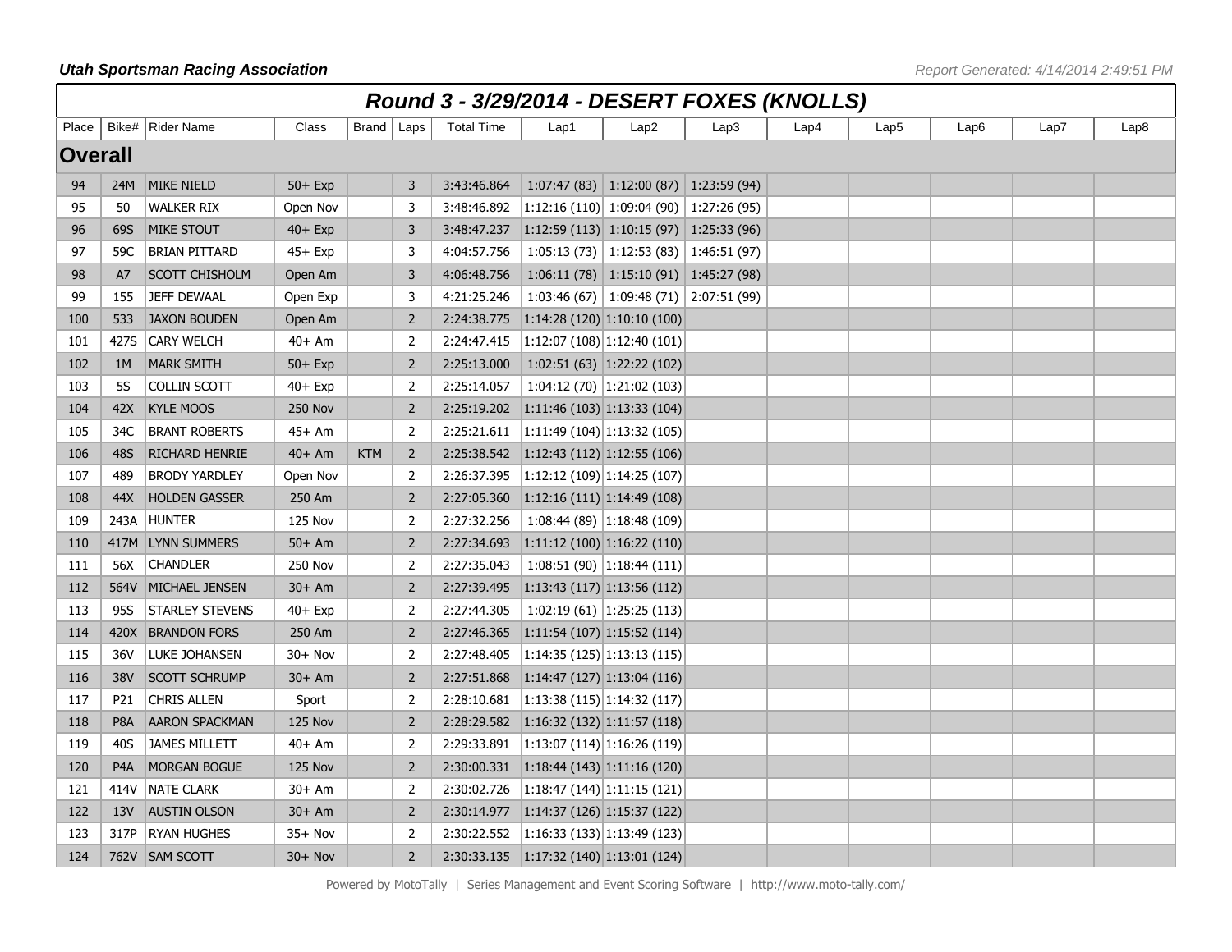**Utah Sportsman Racing Association**

# Round 3 - 3/29/2014 - DESERT FOXES (KNOLLS)

| Place | Bike# | Rider Name | Class | Brand | Laps | Total Time | Lap1 | Lap2 | Lap3 | Lap4 | Lap5 | Lap6 | Lap7 | Lap8 |
|---|---|---|---|---|---|---|---|---|---|---|---|---|---|---|
| **Overall** | | | | | | | | | | | | | | |
| 94 | 24M | MIKE NIELD | 50+ Exp | | 3 | 3:43:46.864 | 1:07:47 (83) | 1:12:00 (87) | 1:23:59 (94) | | | | | |
| 95 | 50 | WALKER RIX | Open Nov | | 3 | 3:48:46.892 | 1:12:16 (110) | 1:09:04 (90) | 1:27:26 (95) | | | | | |
| 96 | 69S | MIKE STOUT | 40+ Exp | | 3 | 3:48:47.237 | 1:12:59 (113) | 1:10:15 (97) | 1:25:33 (96) | | | | | |
| 97 | 59C | BRIAN PITTARD | 45+ Exp | | 3 | 4:04:57.756 | 1:05:13 (73) | 1:12:53 (83) | 1:46:51 (97) | | | | | |
| 98 | A7 | SCOTT CHISHOLM | Open Am | | 3 | 4:06:48.756 | 1:06:11 (78) | 1:15:10 (91) | 1:45:27 (98) | | | | | |
| 99 | 155 | JEFF DEWAAL | Open Exp | | 3 | 4:21:25.246 | 1:03:46 (67) | 1:09:48 (71) | 2:07:51 (99) | | | | | |
| 100 | 533 | JAXON BOUDEN | Open Am | | 2 | 2:24:38.775 | 1:14:28 (120) | 1:10:10 (100) | | | | | | |
| 101 | 427S | CARY WELCH | 40+ Am | | 2 | 2:24:47.415 | 1:12:07 (108) | 1:12:40 (101) | | | | | | |
| 102 | 1M | MARK SMITH | 50+ Exp | | 2 | 2:25:13.000 | 1:02:51 (63) | 1:22:22 (102) | | | | | | |
| 103 | 5S | COLLIN SCOTT | 40+ Exp | | 2 | 2:25:14.057 | 1:04:12 (70) | 1:21:02 (103) | | | | | | |
| 104 | 42X | KYLE MOOS | 250 Nov | | 2 | 2:25:19.202 | 1:11:46 (103) | 1:13:33 (104) | | | | | | |
| 105 | 34C | BRANT ROBERTS | 45+ Am | | 2 | 2:25:21.611 | 1:11:49 (104) | 1:13:32 (105) | | | | | | |
| 106 | 48S | RICHARD HENRIE | 40+ Am | KTM | 2 | 2:25:38.542 | 1:12:43 (112) | 1:12:55 (106) | | | | | | |
| 107 | 489 | BRODY YARDLEY | Open Nov | | 2 | 2:26:37.395 | 1:12:12 (109) | 1:14:25 (107) | | | | | | |
| 108 | 44X | HOLDEN GASSER | 250 Am | | 2 | 2:27:05.360 | 1:12:16 (111) | 1:14:49 (108) | | | | | | |
| 109 | 243A | HUNTER | 125 Nov | | 2 | 2:27:32.256 | 1:08:44 (89) | 1:18:48 (109) | | | | | | |
| 110 | 417M | LYNN SUMMERS | 50+ Am | | 2 | 2:27:34.693 | 1:11:12 (100) | 1:16:22 (110) | | | | | | |
| 111 | 56X | CHANDLER | 250 Nov | | 2 | 2:27:35.043 | 1:08:51 (90) | 1:18:44 (111) | | | | | | |
| 112 | 564V | MICHAEL JENSEN | 30+ Am | | 2 | 2:27:39.495 | 1:13:43 (117) | 1:13:56 (112) | | | | | | |
| 113 | 95S | STARLEY STEVENS | 40+ Exp | | 2 | 2:27:44.305 | 1:02:19 (61) | 1:25:25 (113) | | | | | | |
| 114 | 420X | BRANDON FORS | 250 Am | | 2 | 2:27:46.365 | 1:11:54 (107) | 1:15:52 (114) | | | | | | |
| 115 | 36V | LUKE JOHANSEN | 30+ Nov | | 2 | 2:27:48.405 | 1:14:35 (125) | 1:13:13 (115) | | | | | | |
| 116 | 38V | SCOTT SCHRUMP | 30+ Am | | 2 | 2:27:51.868 | 1:14:47 (127) | 1:13:04 (116) | | | | | | |
| 117 | P21 | CHRIS ALLEN | Sport | | 2 | 2:28:10.681 | 1:13:38 (115) | 1:14:32 (117) | | | | | | |
| 118 | P8A | AARON SPACKMAN | 125 Nov | | 2 | 2:28:29.582 | 1:16:32 (132) | 1:11:57 (118) | | | | | | |
| 119 | 40S | JAMES MILLETT | 40+ Am | | 2 | 2:29:33.891 | 1:13:07 (114) | 1:16:26 (119) | | | | | | |
| 120 | P4A | MORGAN BOGUE | 125 Nov | | 2 | 2:30:00.331 | 1:18:44 (143) | 1:11:16 (120) | | | | | | |
| 121 | 414V | NATE CLARK | 30+ Am | | 2 | 2:30:02.726 | 1:18:47 (144) | 1:11:15 (121) | | | | | | |
| 122 | 13V | AUSTIN OLSON | 30+ Am | | 2 | 2:30:14.977 | 1:14:37 (126) | 1:15:37 (122) | | | | | | |
| 123 | 317P | RYAN HUGHES | 35+ Nov | | 2 | 2:30:22.552 | 1:16:33 (133) | 1:13:49 (123) | | | | | | |
| 124 | 762V | SAM SCOTT | 30+ Nov | | 2 | 2:30:33.135 | 1:17:32 (140) | 1:13:01 (124) | | | | | | |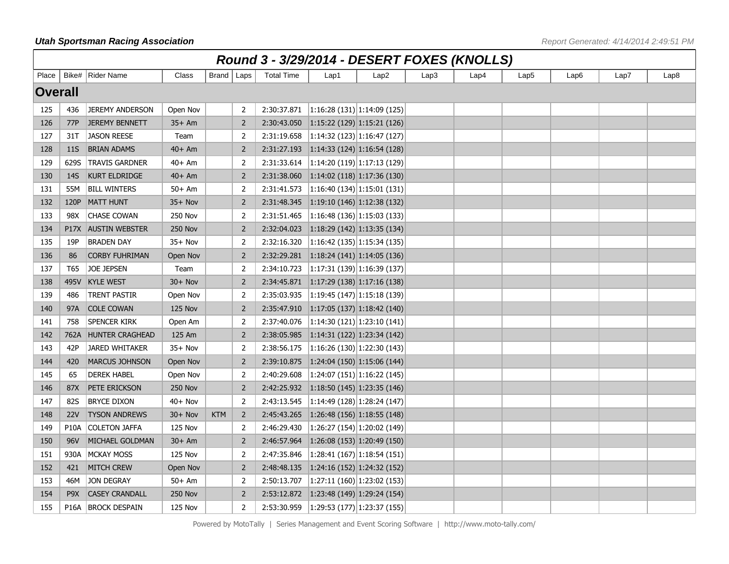## Round 3 - 3/29/2014 - DESERT FOXES (KNOLLS)

| Place | Bike# | Rider Name | Class | Brand | Laps | Total Time | Lap1 | Lap2 | Lap3 | Lap4 | Lap5 | Lap6 | Lap7 | Lap8 |
|---|---|---|---|---|---|---|---|---|---|---|---|---|---|---|
| **Overall** | | | | | | | | | | | | | | |
| 125 | 436 | JEREMY ANDERSON | Open Nov | | 2 | 2:30:37.871 | 1:16:28 (131) | 1:14:09 (125) | | | | | | |
| 126 | 77P | JEREMY BENNETT | 35+ Am | | 2 | 2:30:43.050 | 1:15:22 (129) | 1:15:21 (126) | | | | | | |
| 127 | 31T | JASON REESE | Team | | 2 | 2:31:19.658 | 1:14:32 (123) | 1:16:47 (127) | | | | | | |
| 128 | 11S | BRIAN ADAMS | 40+ Am | | 2 | 2:31:27.193 | 1:14:33 (124) | 1:16:54 (128) | | | | | | |
| 129 | 629S | TRAVIS GARDNER | 40+ Am | | 2 | 2:31:33.614 | 1:14:20 (119) | 1:17:13 (129) | | | | | | |
| 130 | 14S | KURT ELDRIDGE | 40+ Am | | 2 | 2:31:38.060 | 1:14:02 (118) | 1:17:36 (130) | | | | | | |
| 131 | 55M | BILL WINTERS | 50+ Am | | 2 | 2:31:41.573 | 1:16:40 (134) | 1:15:01 (131) | | | | | | |
| 132 | 120P | MATT HUNT | 35+ Nov | | 2 | 2:31:48.345 | 1:19:10 (146) | 1:12:38 (132) | | | | | | |
| 133 | 98X | CHASE COWAN | 250 Nov | | 2 | 2:31:51.465 | 1:16:48 (136) | 1:15:03 (133) | | | | | | |
| 134 | P17X | AUSTIN WEBSTER | 250 Nov | | 2 | 2:32:04.023 | 1:18:29 (142) | 1:13:35 (134) | | | | | | |
| 135 | 19P | BRADEN DAY | 35+ Nov | | 2 | 2:32:16.320 | 1:16:42 (135) | 1:15:34 (135) | | | | | | |
| 136 | 86 | CORBY FUHRIMAN | Open Nov | | 2 | 2:32:29.281 | 1:18:24 (141) | 1:14:05 (136) | | | | | | |
| 137 | T65 | JOE JEPSEN | Team | | 2 | 2:34:10.723 | 1:17:31 (139) | 1:16:39 (137) | | | | | | |
| 138 | 495V | KYLE WEST | 30+ Nov | | 2 | 2:34:45.871 | 1:17:29 (138) | 1:17:16 (138) | | | | | | |
| 139 | 486 | TRENT PASTIR | Open Nov | | 2 | 2:35:03.935 | 1:19:45 (147) | 1:15:18 (139) | | | | | | |
| 140 | 97A | COLE COWAN | 125 Nov | | 2 | 2:35:47.910 | 1:17:05 (137) | 1:18:42 (140) | | | | | | |
| 141 | 758 | SPENCER KIRK | Open Am | | 2 | 2:37:40.076 | 1:14:30 (121) | 1:23:10 (141) | | | | | | |
| 142 | 762A | HUNTER CRAGHEAD | 125 Am | | 2 | 2:38:05.985 | 1:14:31 (122) | 1:23:34 (142) | | | | | | |
| 143 | 42P | JARED WHITAKER | 35+ Nov | | 2 | 2:38:56.175 | 1:16:26 (130) | 1:22:30 (143) | | | | | | |
| 144 | 420 | MARCUS JOHNSON | Open Nov | | 2 | 2:39:10.875 | 1:24:04 (150) | 1:15:06 (144) | | | | | | |
| 145 | 65 | DEREK HABEL | Open Nov | | 2 | 2:40:29.608 | 1:24:07 (151) | 1:16:22 (145) | | | | | | |
| 146 | 87X | PETE ERICKSON | 250 Nov | | 2 | 2:42:25.932 | 1:18:50 (145) | 1:23:35 (146) | | | | | | |
| 147 | 82S | BRYCE DIXON | 40+ Nov | | 2 | 2:43:13.545 | 1:14:49 (128) | 1:28:24 (147) | | | | | | |
| 148 | 22V | TYSON ANDREWS | 30+ Nov | KTM | 2 | 2:45:43.265 | 1:26:48 (156) | 1:18:55 (148) | | | | | | |
| 149 | P10A | COLETON JAFFA | 125 Nov | | 2 | 2:46:29.430 | 1:26:27 (154) | 1:20:02 (149) | | | | | | |
| 150 | 96V | MICHAEL GOLDMAN | 30+ Am | | 2 | 2:46:57.964 | 1:26:08 (153) | 1:20:49 (150) | | | | | | |
| 151 | 930A | MCKAY MOSS | 125 Nov | | 2 | 2:47:35.846 | 1:28:41 (167) | 1:18:54 (151) | | | | | | |
| 152 | 421 | MITCH CREW | Open Nov | | 2 | 2:48:48.135 | 1:24:16 (152) | 1:24:32 (152) | | | | | | |
| 153 | 46M | JON DEGRAY | 50+ Am | | 2 | 2:50:13.707 | 1:27:11 (160) | 1:23:02 (153) | | | | | | |
| 154 | P9X | CASEY CRANDALL | 250 Nov | | 2 | 2:53:12.872 | 1:23:48 (149) | 1:29:24 (154) | | | | | | |
| 155 | P16A | BROCK DESPAIN | 125 Nov | | 2 | 2:53:30.959 | 1:29:53 (177) | 1:23:37 (155) | | | | | | |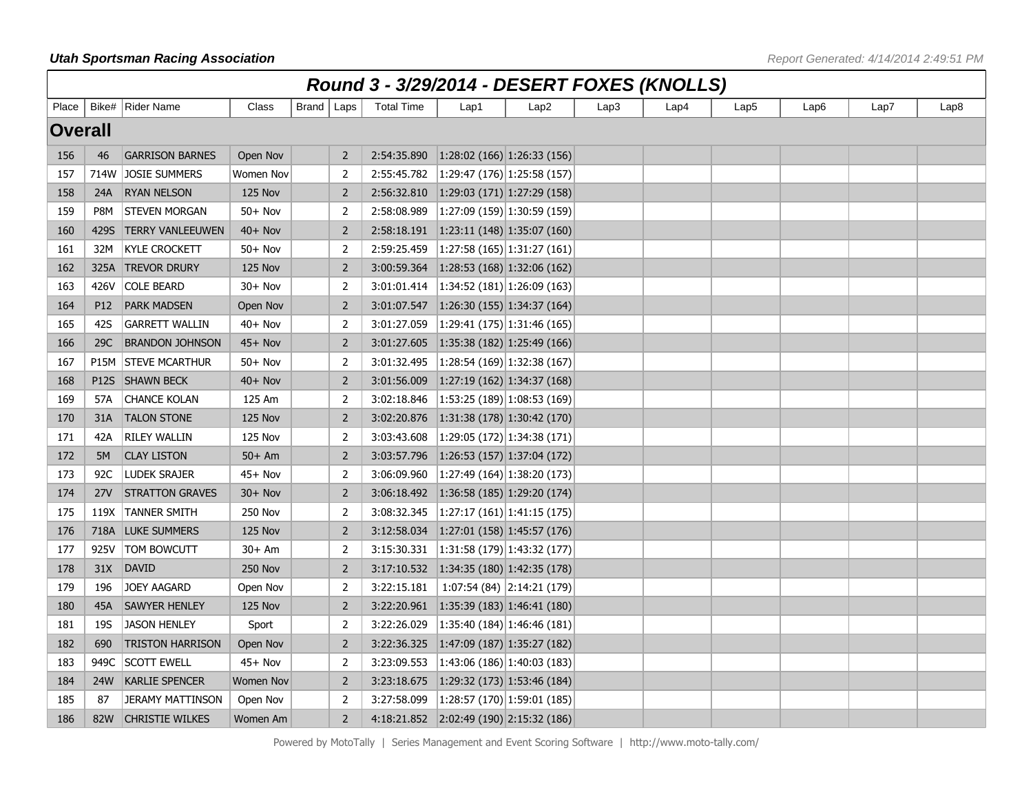**Utah Sportsman Racing Association**

# Round 3 - 3/29/2014 - DESERT FOXES (KNOLLS)

## Overall

| Place | Bike# | Rider Name | Class | Brand | Laps | Total Time | Lap1 | Lap2 | Lap3 | Lap4 | Lap5 | Lap6 | Lap7 | Lap8 |
|---|---|---|---|---|---|---|---|---|---|---|---|---|---|---|
| 156 | 46 | GARRISON BARNES | Open Nov | | 2 | 2:54:35.890 | 1:28:02 (166) | 1:26:33 (156) | | | | | | |
| 157 | 714W | JOSIE SUMMERS | Women Nov | | 2 | 2:55:45.782 | 1:29:47 (176) | 1:25:58 (157) | | | | | | |
| 158 | 24A | RYAN NELSON | 125 Nov | | 2 | 2:56:32.810 | 1:29:03 (171) | 1:27:29 (158) | | | | | | |
| 159 | P8M | STEVEN MORGAN | 50+ Nov | | 2 | 2:58:08.989 | 1:27:09 (159) | 1:30:59 (159) | | | | | | |
| 160 | 429S | TERRY VANLEEUWEN | 40+ Nov | | 2 | 2:58:18.191 | 1:23:11 (148) | 1:35:07 (160) | | | | | | |
| 161 | 32M | KYLE CROCKETT | 50+ Nov | | 2 | 2:59:25.459 | 1:27:58 (165) | 1:31:27 (161) | | | | | | |
| 162 | 325A | TREVOR DRURY | 125 Nov | | 2 | 3:00:59.364 | 1:28:53 (168) | 1:32:06 (162) | | | | | | |
| 163 | 426V | COLE BEARD | 30+ Nov | | 2 | 3:01:01.414 | 1:34:52 (181) | 1:26:09 (163) | | | | | | |
| 164 | P12 | PARK MADSEN | Open Nov | | 2 | 3:01:07.547 | 1:26:30 (155) | 1:34:37 (164) | | | | | | |
| 165 | 42S | GARRETT WALLIN | 40+ Nov | | 2 | 3:01:27.059 | 1:29:41 (175) | 1:31:46 (165) | | | | | | |
| 166 | 29C | BRANDON JOHNSON | 45+ Nov | | 2 | 3:01:27.605 | 1:35:38 (182) | 1:25:49 (166) | | | | | | |
| 167 | P15M | STEVE MCARTHUR | 50+ Nov | | 2 | 3:01:32.495 | 1:28:54 (169) | 1:32:38 (167) | | | | | | |
| 168 | P12S | SHAWN BECK | 40+ Nov | | 2 | 3:01:56.009 | 1:27:19 (162) | 1:34:37 (168) | | | | | | |
| 169 | 57A | CHANCE KOLAN | 125 Am | | 2 | 3:02:18.846 | 1:53:25 (189) | 1:08:53 (169) | | | | | | |
| 170 | 31A | TALON STONE | 125 Nov | | 2 | 3:02:20.876 | 1:31:38 (178) | 1:30:42 (170) | | | | | | |
| 171 | 42A | RILEY WALLIN | 125 Nov | | 2 | 3:03:43.608 | 1:29:05 (172) | 1:34:38 (171) | | | | | | |
| 172 | 5M | CLAY LISTON | 50+ Am | | 2 | 3:03:57.796 | 1:26:53 (157) | 1:37:04 (172) | | | | | | |
| 173 | 92C | LUDEK SRAJER | 45+ Nov | | 2 | 3:06:09.960 | 1:27:49 (164) | 1:38:20 (173) | | | | | | |
| 174 | 27V | STRATTON GRAVES | 30+ Nov | | 2 | 3:06:18.492 | 1:36:58 (185) | 1:29:20 (174) | | | | | | |
| 175 | 119X | TANNER SMITH | 250 Nov | | 2 | 3:08:32.345 | 1:27:17 (161) | 1:41:15 (175) | | | | | | |
| 176 | 718A | LUKE SUMMERS | 125 Nov | | 2 | 3:12:58.034 | 1:27:01 (158) | 1:45:57 (176) | | | | | | |
| 177 | 925V | TOM BOWCUTT | 30+ Am | | 2 | 3:15:30.331 | 1:31:58 (179) | 1:43:32 (177) | | | | | | |
| 178 | 31X | DAVID | 250 Nov | | 2 | 3:17:10.532 | 1:34:35 (180) | 1:42:35 (178) | | | | | | |
| 179 | 196 | JOEY AAGARD | Open Nov | | 2 | 3:22:15.181 | 1:07:54 (84) | 2:14:21 (179) | | | | | | |
| 180 | 45A | SAWYER HENLEY | 125 Nov | | 2 | 3:22:20.961 | 1:35:39 (183) | 1:46:41 (180) | | | | | | |
| 181 | 19S | JASON HENLEY | Sport | | 2 | 3:22:26.029 | 1:35:40 (184) | 1:46:46 (181) | | | | | | |
| 182 | 690 | TRISTON HARRISON | Open Nov | | 2 | 3:22:36.325 | 1:47:09 (187) | 1:35:27 (182) | | | | | | |
| 183 | 949C | SCOTT EWELL | 45+ Nov | | 2 | 3:23:09.553 | 1:43:06 (186) | 1:40:03 (183) | | | | | | |
| 184 | 24W | KARLIE SPENCER | Women Nov | | 2 | 3:23:18.675 | 1:29:32 (173) | 1:53:46 (184) | | | | | | |
| 185 | 87 | JERAMY MATTINSON | Open Nov | | 2 | 3:27:58.099 | 1:28:57 (170) | 1:59:01 (185) | | | | | | |
| 186 | 82W | CHRISTIE WILKES | Women Am | | 2 | 4:18:21.852 | 2:02:49 (190) | 2:15:32 (186) | | | | | | |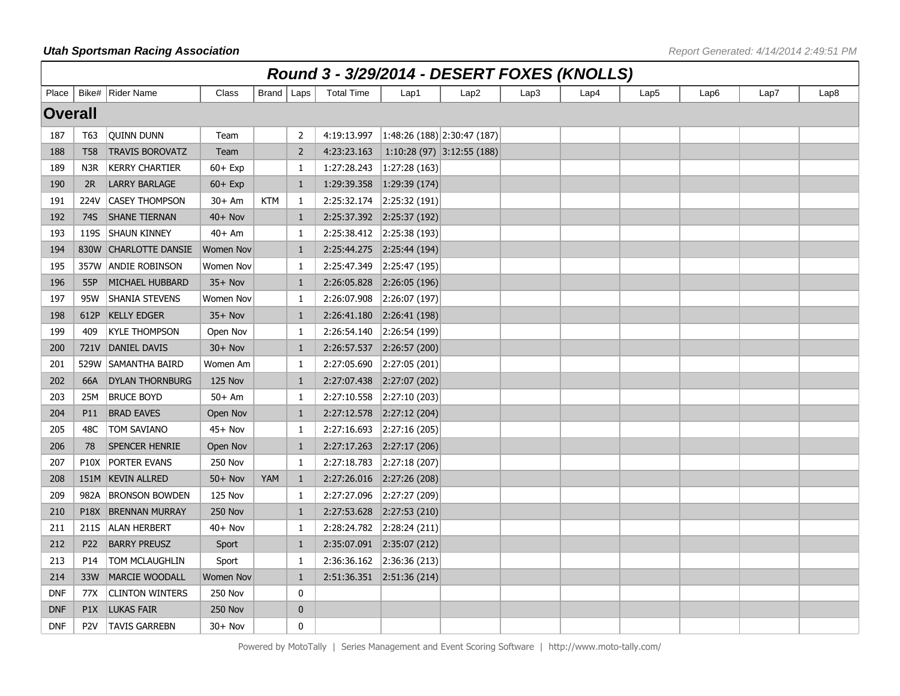**Utah Sportsman Racing Association**

*Report Generated: 4/14/2014 2:49:51 PM*

## Round 3 - 3/29/2014 - DESERT FOXES (KNOLLS)

| Place | Bike# | Rider Name | Class | Brand | Laps | Total Time | Lap1 | Lap2 | Lap3 | Lap4 | Lap5 | Lap6 | Lap7 | Lap8 |
|---|---|---|---|---|---|---|---|---|---|---|---|---|---|---|
| **Overall** | | | | | | | | | | | | | | |
| 187 | T63 | QUINN DUNN | Team | | 2 | 4:19:13.997 | 1:48:26 (188) | 2:30:47 (187) | | | | | | |
| 188 | T58 | TRAVIS BOROVATZ | Team | | 2 | 4:23:23.163 | 1:10:28 (97) | 3:12:55 (188) | | | | | | |
| 189 | N3R | KERRY CHARTIER | 60+ Exp | | 1 | 1:27:28.243 | 1:27:28 (163) | | | | | | | |
| 190 | 2R | LARRY BARLAGE | 60+ Exp | | 1 | 1:29:39.358 | 1:29:39 (174) | | | | | | | |
| 191 | 224V | CASEY THOMPSON | 30+ Am | KTM | 1 | 2:25:32.174 | 2:25:32 (191) | | | | | | | |
| 192 | 74S | SHANE TIERNAN | 40+ Nov | | 1 | 2:25:37.392 | 2:25:37 (192) | | | | | | | |
| 193 | 119S | SHAUN KINNEY | 40+ Am | | 1 | 2:25:38.412 | 2:25:38 (193) | | | | | | | |
| 194 | 830W | CHARLOTTE DANSIE | Women Nov | | 1 | 2:25:44.275 | 2:25:44 (194) | | | | | | | |
| 195 | 357W | ANDIE ROBINSON | Women Nov | | 1 | 2:25:47.349 | 2:25:47 (195) | | | | | | | |
| 196 | 55P | MICHAEL HUBBARD | 35+ Nov | | 1 | 2:26:05.828 | 2:26:05 (196) | | | | | | | |
| 197 | 95W | SHANIA STEVENS | Women Nov | | 1 | 2:26:07.908 | 2:26:07 (197) | | | | | | | |
| 198 | 612P | KELLY EDGER | 35+ Nov | | 1 | 2:26:41.180 | 2:26:41 (198) | | | | | | | |
| 199 | 409 | KYLE THOMPSON | Open Nov | | 1 | 2:26:54.140 | 2:26:54 (199) | | | | | | | |
| 200 | 721V | DANIEL DAVIS | 30+ Nov | | 1 | 2:26:57.537 | 2:26:57 (200) | | | | | | | |
| 201 | 529W | SAMANTHA BAIRD | Women Am | | 1 | 2:27:05.690 | 2:27:05 (201) | | | | | | | |
| 202 | 66A | DYLAN THORNBURG | 125 Nov | | 1 | 2:27:07.438 | 2:27:07 (202) | | | | | | | |
| 203 | 25M | BRUCE BOYD | 50+ Am | | 1 | 2:27:10.558 | 2:27:10 (203) | | | | | | | |
| 204 | P11 | BRAD EAVES | Open Nov | | 1 | 2:27:12.578 | 2:27:12 (204) | | | | | | | |
| 205 | 48C | TOM SAVIANO | 45+ Nov | | 1 | 2:27:16.693 | 2:27:16 (205) | | | | | | | |
| 206 | 78 | SPENCER HENRIE | Open Nov | | 1 | 2:27:17.263 | 2:27:17 (206) | | | | | | | |
| 207 | P10X | PORTER EVANS | 250 Nov | | 1 | 2:27:18.783 | 2:27:18 (207) | | | | | | | |
| 208 | 151M | KEVIN ALLRED | 50+ Nov | YAM | 1 | 2:27:26.016 | 2:27:26 (208) | | | | | | | |
| 209 | 982A | BRONSON BOWDEN | 125 Nov | | 1 | 2:27:27.096 | 2:27:27 (209) | | | | | | | |
| 210 | P18X | BRENNAN MURRAY | 250 Nov | | 1 | 2:27:53.628 | 2:27:53 (210) | | | | | | | |
| 211 | 211S | ALAN HERBERT | 40+ Nov | | 1 | 2:28:24.782 | 2:28:24 (211) | | | | | | | |
| 212 | P22 | BARRY PREUSZ | Sport | | 1 | 2:35:07.091 | 2:35:07 (212) | | | | | | | |
| 213 | P14 | TOM MCLAUGHLIN | Sport | | 1 | 2:36:36.162 | 2:36:36 (213) | | | | | | | |
| 214 | 33W | MARCIE WOODALL | Women Nov | | 1 | 2:51:36.351 | 2:51:36 (214) | | | | | | | |
| DNF | 77X | CLINTON WINTERS | 250 Nov | | 0 | | | | | | | | | |
| DNF | P1X | LUKAS FAIR | 250 Nov | | 0 | | | | | | | | | |
| DNF | P2V | TAVIS GARREBN | 30+ Nov | | 0 | | | | | | | | | |

Powered by MotoTally | Series Management and Event Scoring Software | http://www.moto-tally.com/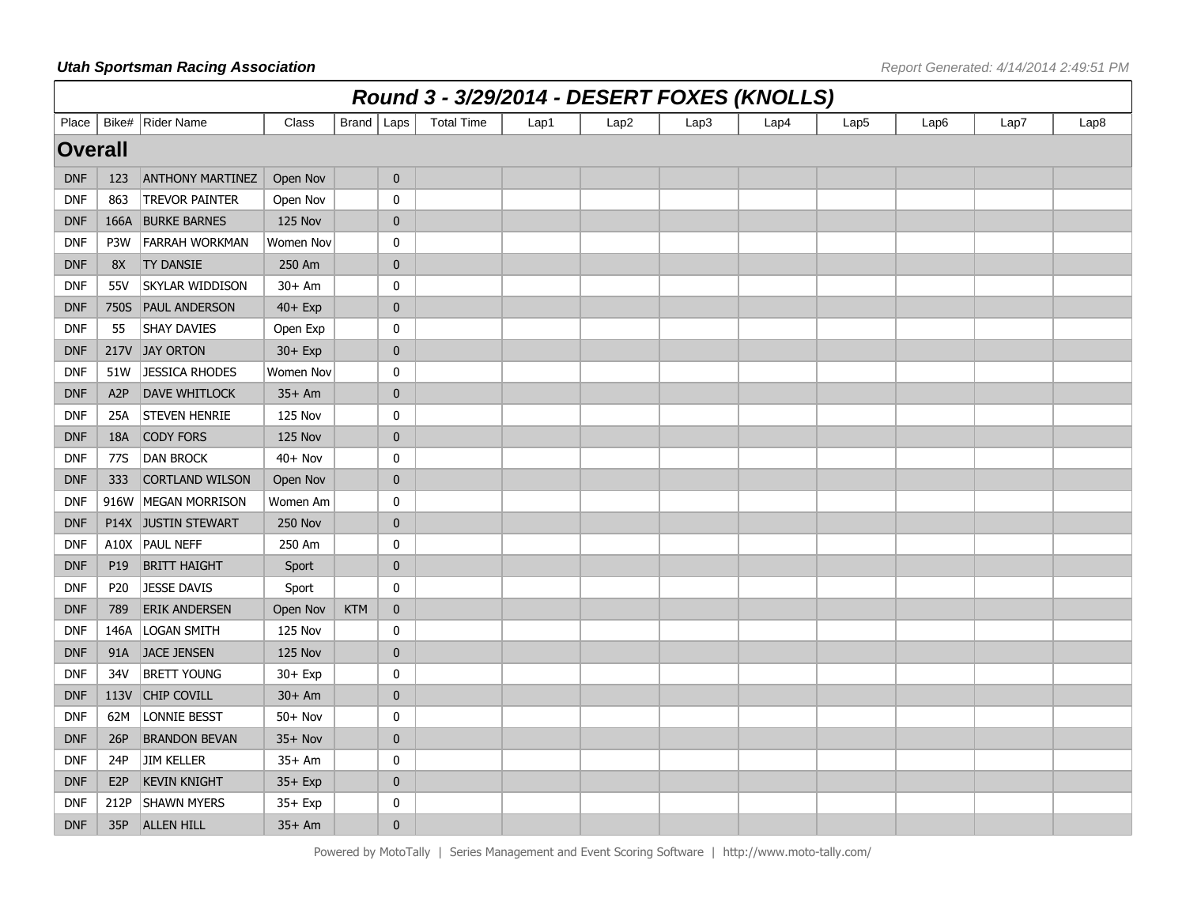**Utah Sportsman Racing Association**

*Report Generated: 4/14/2014 2:49:51 PM*

# Round 3 - 3/29/2014 - DESERT FOXES (KNOLLS)

| Place | Bike# | Rider Name | Class | Brand | Laps | Total Time | Lap1 | Lap2 | Lap3 | Lap4 | Lap5 | Lap6 | Lap7 | Lap8 |
|---|---|---|---|---|---|---|---|---|---|---|---|---|---|---|
| **Overall** | | | | | | | | | | | | | | |
| DNF | 123 | ANTHONY MARTINEZ | Open Nov | | 0 | | | | | | | | | |
| DNF | 863 | TREVOR PAINTER | Open Nov | | 0 | | | | | | | | | |
| DNF | 166A | BURKE BARNES | 125 Nov | | 0 | | | | | | | | | |
| DNF | P3W | FARRAH WORKMAN | Women Nov | | 0 | | | | | | | | | |
| DNF | 8X | TY DANSIE | 250 Am | | 0 | | | | | | | | | |
| DNF | 55V | SKYLAR WIDDISON | 30+ Am | | 0 | | | | | | | | | |
| DNF | 750S | PAUL ANDERSON | 40+ Exp | | 0 | | | | | | | | | |
| DNF | 55 | SHAY DAVIES | Open Exp | | 0 | | | | | | | | | |
| DNF | 217V | JAY ORTON | 30+ Exp | | 0 | | | | | | | | | |
| DNF | 51W | JESSICA RHODES | Women Nov | | 0 | | | | | | | | | |
| DNF | A2P | DAVE WHITLOCK | 35+ Am | | 0 | | | | | | | | | |
| DNF | 25A | STEVEN HENRIE | 125 Nov | | 0 | | | | | | | | | |
| DNF | 18A | CODY FORS | 125 Nov | | 0 | | | | | | | | | |
| DNF | 77S | DAN BROCK | 40+ Nov | | 0 | | | | | | | | | |
| DNF | 333 | CORTLAND WILSON | Open Nov | | 0 | | | | | | | | | |
| DNF | 916W | MEGAN MORRISON | Women Am | | 0 | | | | | | | | | |
| DNF | P14X | JUSTIN STEWART | 250 Nov | | 0 | | | | | | | | | |
| DNF | A10X | PAUL NEFF | 250 Am | | 0 | | | | | | | | | |
| DNF | P19 | BRITT HAIGHT | Sport | | 0 | | | | | | | | | |
| DNF | P20 | JESSE DAVIS | Sport | | 0 | | | | | | | | | |
| DNF | 789 | ERIK ANDERSEN | Open Nov | KTM | 0 | | | | | | | | | |
| DNF | 146A | LOGAN SMITH | 125 Nov | | 0 | | | | | | | | | |
| DNF | 91A | JACE JENSEN | 125 Nov | | 0 | | | | | | | | | |
| DNF | 34V | BRETT YOUNG | 30+ Exp | | 0 | | | | | | | | | |
| DNF | 113V | CHIP COVILL | 30+ Am | | 0 | | | | | | | | | |
| DNF | 62M | LONNIE BESST | 50+ Nov | | 0 | | | | | | | | | |
| DNF | 26P | BRANDON BEVAN | 35+ Nov | | 0 | | | | | | | | | |
| DNF | 24P | JIM KELLER | 35+ Am | | 0 | | | | | | | | | |
| DNF | E2P | KEVIN KNIGHT | 35+ Exp | | 0 | | | | | | | | | |
| DNF | 212P | SHAWN MYERS | 35+ Exp | | 0 | | | | | | | | | |
| DNF | 35P | ALLEN HILL | 35+ Am | | 0 | | | | | | | | | |

Powered by MotoTally | Series Management and Event Scoring Software | http://www.moto-tally.com/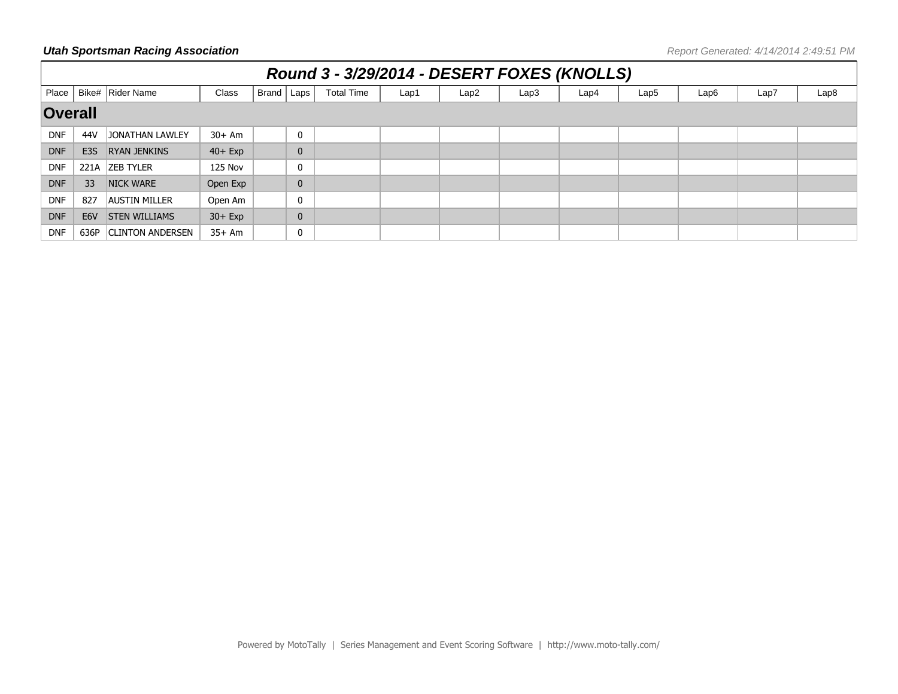**_Utah Sportsman Racing Association_**

_Report Generated: 4/14/2014 2:49:51 PM_

## _Round 3 - 3/29/2014 - DESERT FOXES (KNOLLS)_

| Place | Bike# | Rider Name | Class | Brand | Laps | Total Time | Lap1 | Lap2 | Lap3 | Lap4 | Lap5 | Lap6 | Lap7 | Lap8 |
|---|---|---|---|---|---|---|---|---|---|---|---|---|---|---|
| **Overall** | | | | | | | | | | | | | | |
| DNF | 44V | JONATHAN LAWLEY | 30+ Am | | 0 | | | | | | | | | |
| DNF | E3S | RYAN JENKINS | 40+ Exp | | 0 | | | | | | | | | |
| DNF | 221A | ZEB TYLER | 125 Nov | | 0 | | | | | | | | | |
| DNF | 33 | NICK WARE | Open Exp | | 0 | | | | | | | | | |
| DNF | 827 | AUSTIN MILLER | Open Am | | 0 | | | | | | | | | |
| DNF | E6V | STEN WILLIAMS | 30+ Exp | | 0 | | | | | | | | | |
| DNF | 636P | CLINTON ANDERSEN | 35+ Am | | 0 | | | | | | | | | |

Powered by MotoTally | Series Management and Event Scoring Software | http://www.moto-tally.com/